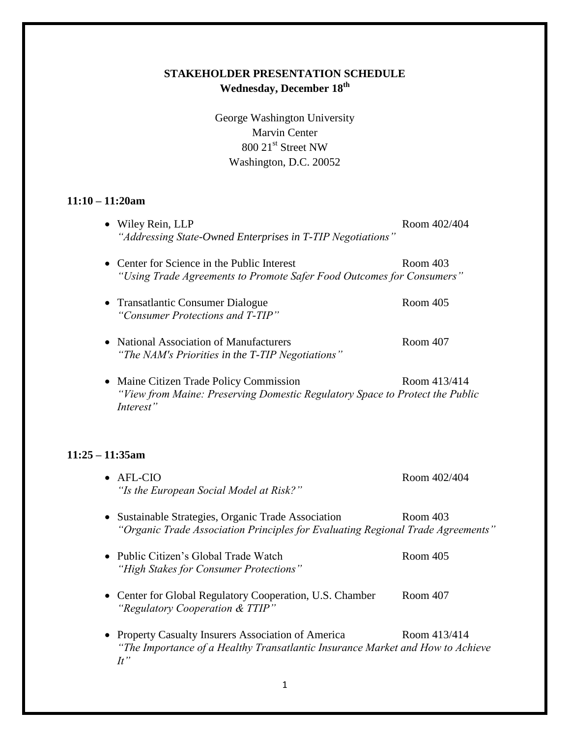# STAKEHOLDER PRESENTATION SCHEDULE

**Wednesday, December 18th**

George Washington University
Marvin Center
800 21st Street NW
Washington, D.C. 20052

## 11:10 – 11:20am

- Wiley Rein, LLP — Room 402/404
  *"Addressing State-Owned Enterprises in T-TIP Negotiations"*

- Center for Science in the Public Interest — Room 403
  *"Using Trade Agreements to Promote Safer Food Outcomes for Consumers"*

- Transatlantic Consumer Dialogue — Room 405
  *"Consumer Protections and T-TIP"*

- National Association of Manufacturers — Room 407
  *"The NAM's Priorities in the T-TIP Negotiations"*

- Maine Citizen Trade Policy Commission — Room 413/414
  *"View from Maine: Preserving Domestic Regulatory Space to Protect the Public Interest"*

## 11:25 – 11:35am

- AFL-CIO — Room 402/404
  *"Is the European Social Model at Risk?"*

- Sustainable Strategies, Organic Trade Association — Room 403
  *"Organic Trade Association Principles for Evaluating Regional Trade Agreements"*

- Public Citizen's Global Trade Watch — Room 405
  *"High Stakes for Consumer Protections"*

- Center for Global Regulatory Cooperation, U.S. Chamber — Room 407
  *"Regulatory Cooperation & TTIP"*

- Property Casualty Insurers Association of America — Room 413/414
  *"The Importance of a Healthy Transatlantic Insurance Market and How to Achieve It"*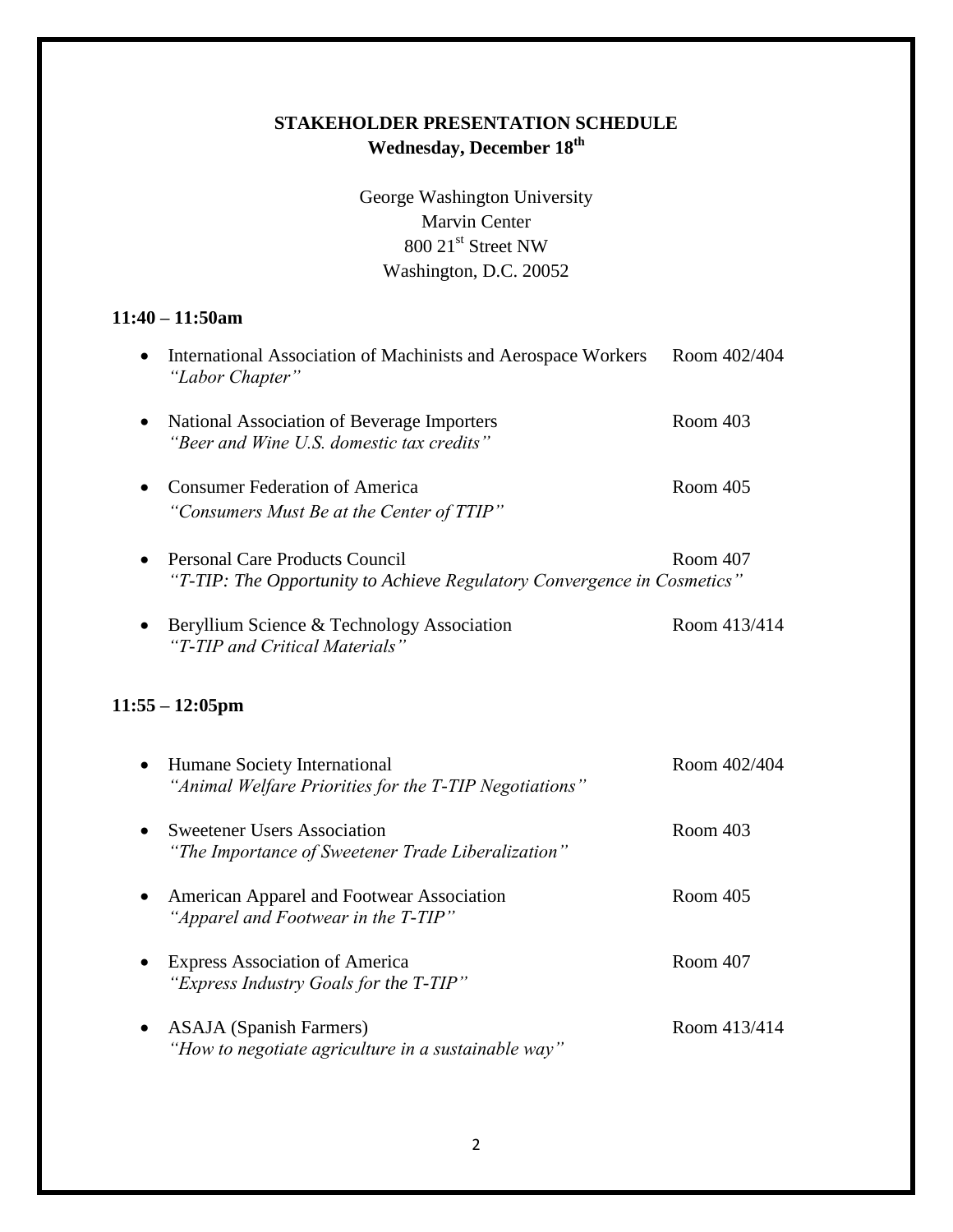# STAKEHOLDER PRESENTATION SCHEDULE
## Wednesday, December 18th

George Washington University
Marvin Center
800 21st Street NW
Washington, D.C. 20052

### 11:40 – 11:50am

- International Association of Machinists and Aerospace Workers — Room 402/404
  *"Labor Chapter"*
- National Association of Beverage Importers — Room 403
  *"Beer and Wine U.S. domestic tax credits"*
- Consumer Federation of America — Room 405
  *"Consumers Must Be at the Center of TTIP"*
- Personal Care Products Council — Room 407
  *"T-TIP: The Opportunity to Achieve Regulatory Convergence in Cosmetics"*
- Beryllium Science & Technology Association — Room 413/414
  *"T-TIP and Critical Materials"*

### 11:55 – 12:05pm

- Humane Society International — Room 402/404
  *"Animal Welfare Priorities for the T-TIP Negotiations"*
- Sweetener Users Association — Room 403
  *"The Importance of Sweetener Trade Liberalization"*
- American Apparel and Footwear Association — Room 405
  *"Apparel and Footwear in the T-TIP"*
- Express Association of America — Room 407
  *"Express Industry Goals for the T-TIP"*
- ASAJA (Spanish Farmers) — Room 413/414
  *"How to negotiate agriculture in a sustainable way"*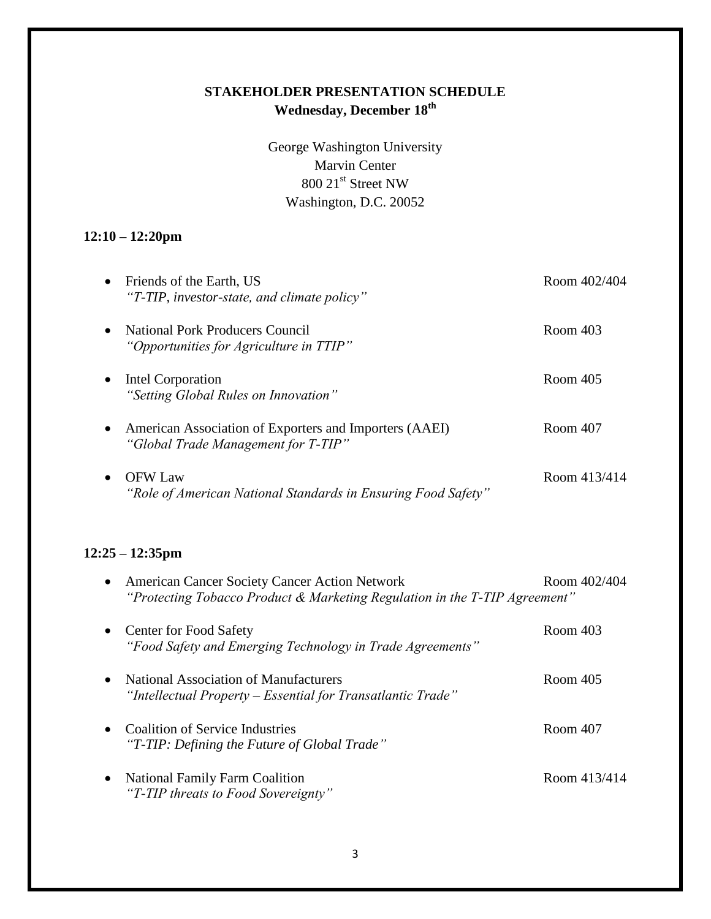# STAKEHOLDER PRESENTATION SCHEDULE
## Wednesday, December 18th

George Washington University
Marvin Center
800 21st Street NW
Washington, D.C. 20052

### 12:10 – 12:20pm

- Friends of the Earth, US — Room 402/404
  *"T-TIP, investor-state, and climate policy"*
- National Pork Producers Council — Room 403
  *"Opportunities for Agriculture in TTIP"*
- Intel Corporation — Room 405
  *"Setting Global Rules on Innovation"*
- American Association of Exporters and Importers (AAEI) — Room 407
  *"Global Trade Management for T-TIP"*
- OFW Law — Room 413/414
  *"Role of American National Standards in Ensuring Food Safety"*

### 12:25 – 12:35pm

- American Cancer Society Cancer Action Network — Room 402/404
  *"Protecting Tobacco Product & Marketing Regulation in the T-TIP Agreement"*
- Center for Food Safety — Room 403
  *"Food Safety and Emerging Technology in Trade Agreements"*
- National Association of Manufacturers — Room 405
  *"Intellectual Property – Essential for Transatlantic Trade"*
- Coalition of Service Industries — Room 407
  *"T-TIP: Defining the Future of Global Trade"*
- National Family Farm Coalition — Room 413/414
  *"T-TIP threats to Food Sovereignty"*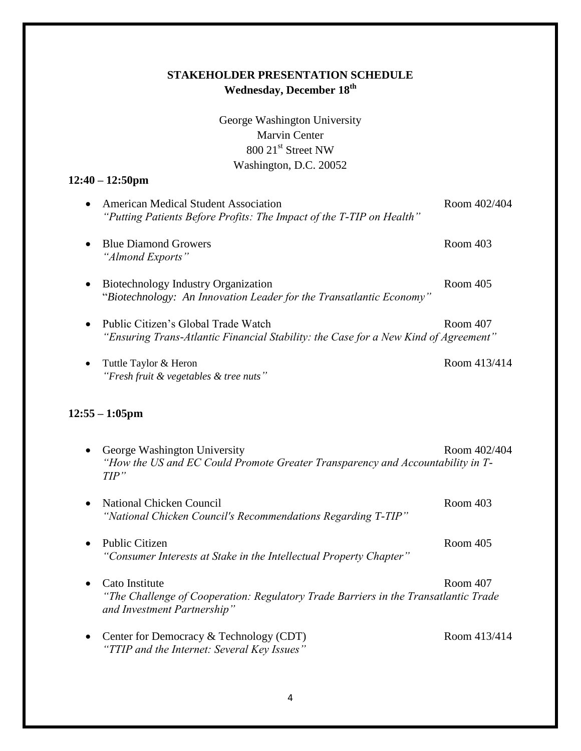**STAKEHOLDER PRESENTATION SCHEDULE**
**Wednesday, December 18th**

George Washington University
Marvin Center
800 21st Street NW
Washington, D.C. 20052

### 12:40 – 12:50pm

- American Medical Student Association — Room 402/404
  *"Putting Patients Before Profits: The Impact of the T-TIP on Health"*

- Blue Diamond Growers — Room 403
  *"Almond Exports"*

- Biotechnology Industry Organization — Room 405
  "*Biotechnology: An Innovation Leader for the Transatlantic Economy"*

- Public Citizen's Global Trade Watch — Room 407
  *"Ensuring Trans-Atlantic Financial Stability: the Case for a New Kind of Agreement"*

- Tuttle Taylor & Heron — Room 413/414
  *"Fresh fruit & vegetables & tree nuts"*

### 12:55 – 1:05pm

- George Washington University — Room 402/404
  *"How the US and EC Could Promote Greater Transparency and Accountability in T-TIP"*

- National Chicken Council — Room 403
  *"National Chicken Council's Recommendations Regarding T-TIP"*

- Public Citizen — Room 405
  *"Consumer Interests at Stake in the Intellectual Property Chapter"*

- Cato Institute — Room 407
  *"The Challenge of Cooperation: Regulatory Trade Barriers in the Transatlantic Trade and Investment Partnership"*

- Center for Democracy & Technology (CDT) — Room 413/414
  *"TTIP and the Internet: Several Key Issues"*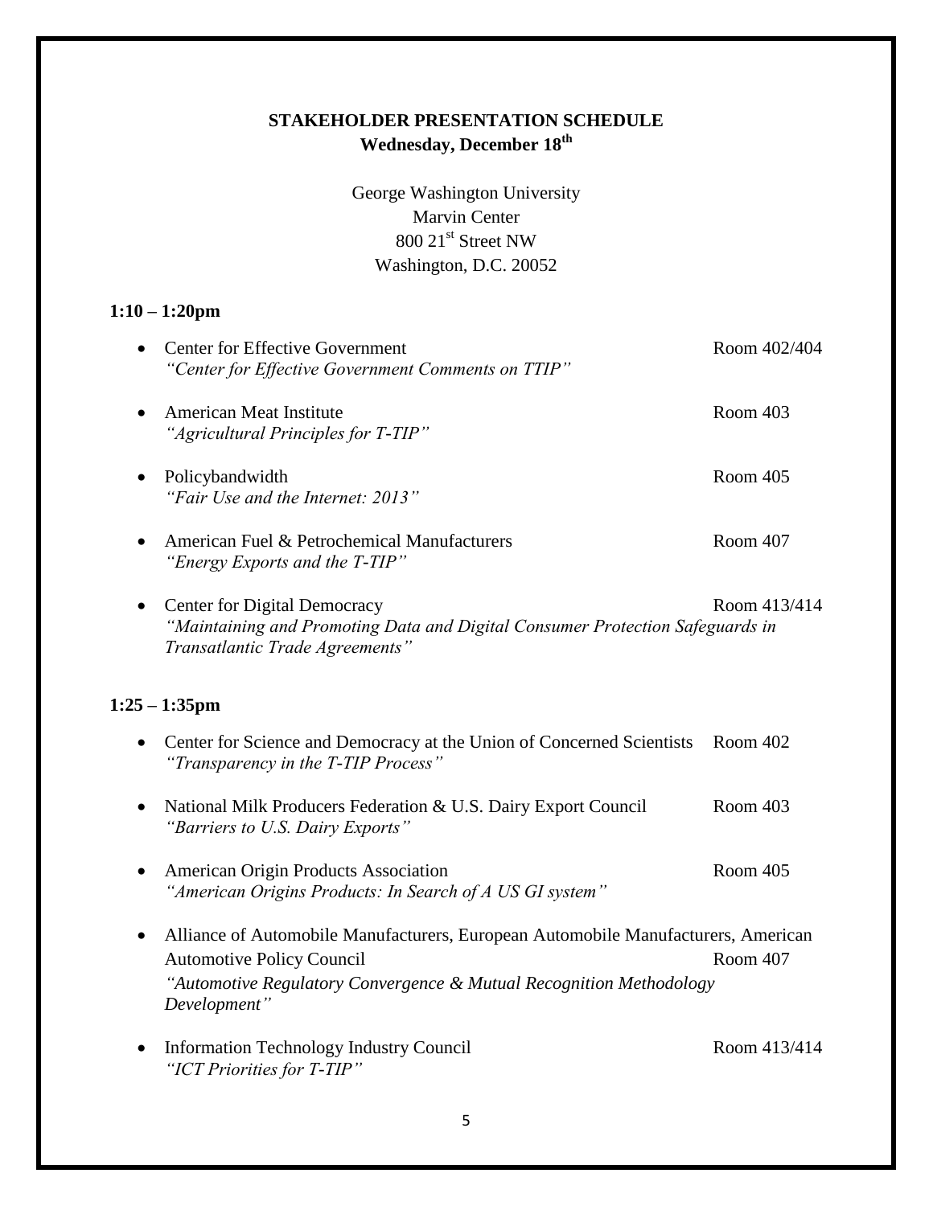**STAKEHOLDER PRESENTATION SCHEDULE**
**Wednesday, December 18th**

George Washington University
Marvin Center
800 21st Street NW
Washington, D.C. 20052

**1:10 – 1:20pm**

- Center for Effective Government — Room 402/404
  *"Center for Effective Government Comments on TTIP"*
- American Meat Institute — Room 403
  *"Agricultural Principles for T-TIP"*
- Policybandwidth — Room 405
  *"Fair Use and the Internet: 2013"*
- American Fuel & Petrochemical Manufacturers — Room 407
  *"Energy Exports and the T-TIP"*
- Center for Digital Democracy — Room 413/414
  *"Maintaining and Promoting Data and Digital Consumer Protection Safeguards in Transatlantic Trade Agreements"*

**1:25 – 1:35pm**

- Center for Science and Democracy at the Union of Concerned Scientists — Room 402
  *"Transparency in the T-TIP Process"*
- National Milk Producers Federation & U.S. Dairy Export Council — Room 403
  *"Barriers to U.S. Dairy Exports"*
- American Origin Products Association — Room 405
  *"American Origins Products: In Search of A US GI system"*
- Alliance of Automobile Manufacturers, European Automobile Manufacturers, American Automotive Policy Council — Room 407
  *"Automotive Regulatory Convergence & Mutual Recognition Methodology Development"*
- Information Technology Industry Council — Room 413/414
  *"ICT Priorities for T-TIP"*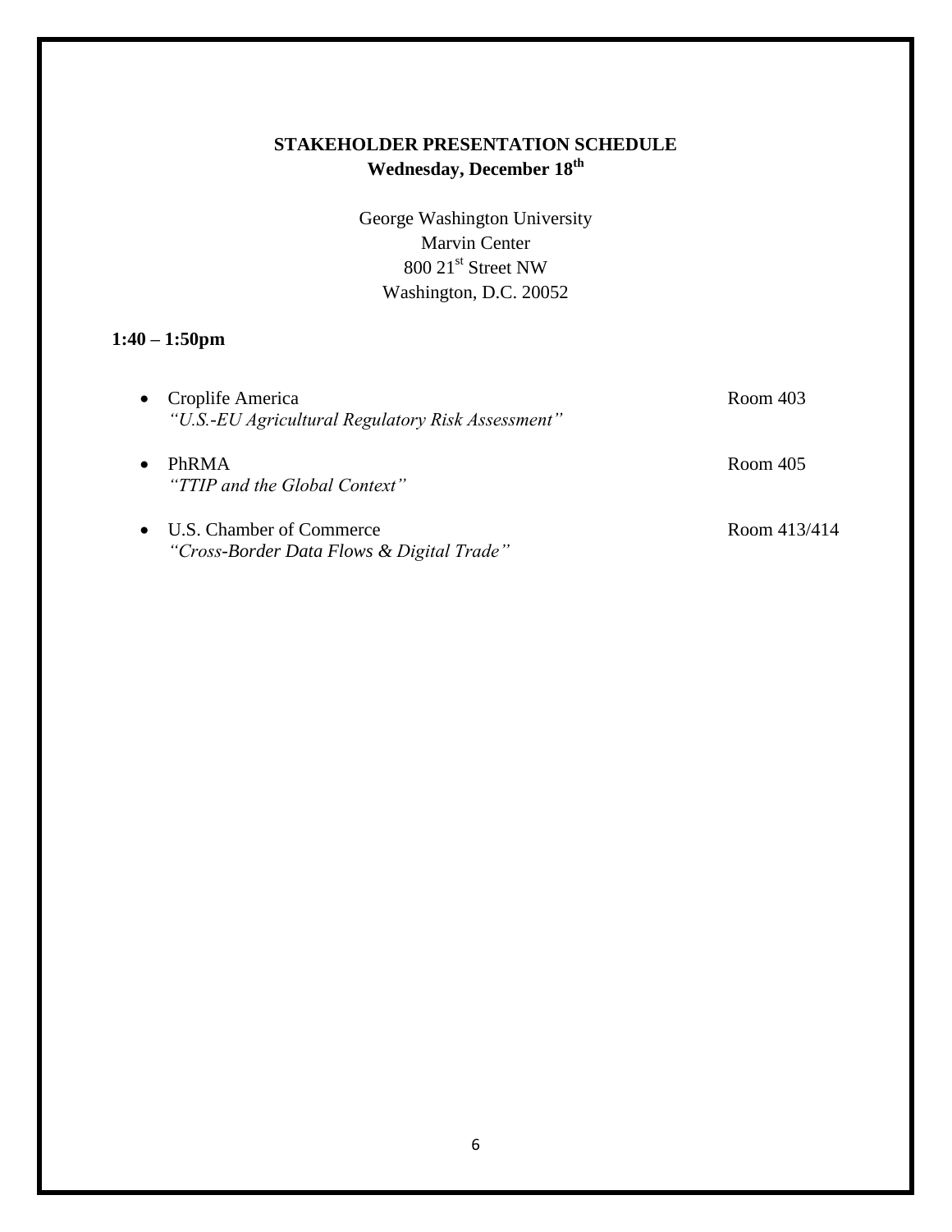**STAKEHOLDER PRESENTATION SCHEDULE**
**Wednesday, December 18th**

George Washington University
Marvin Center
800 21st Street NW
Washington, D.C. 20052

**1:40 – 1:50pm**

- Croplife America — Room 403
  *"U.S.-EU Agricultural Regulatory Risk Assessment"*
- PhRMA — Room 405
  *"TTIP and the Global Context"*
- U.S. Chamber of Commerce — Room 413/414
  *"Cross-Border Data Flows & Digital Trade"*